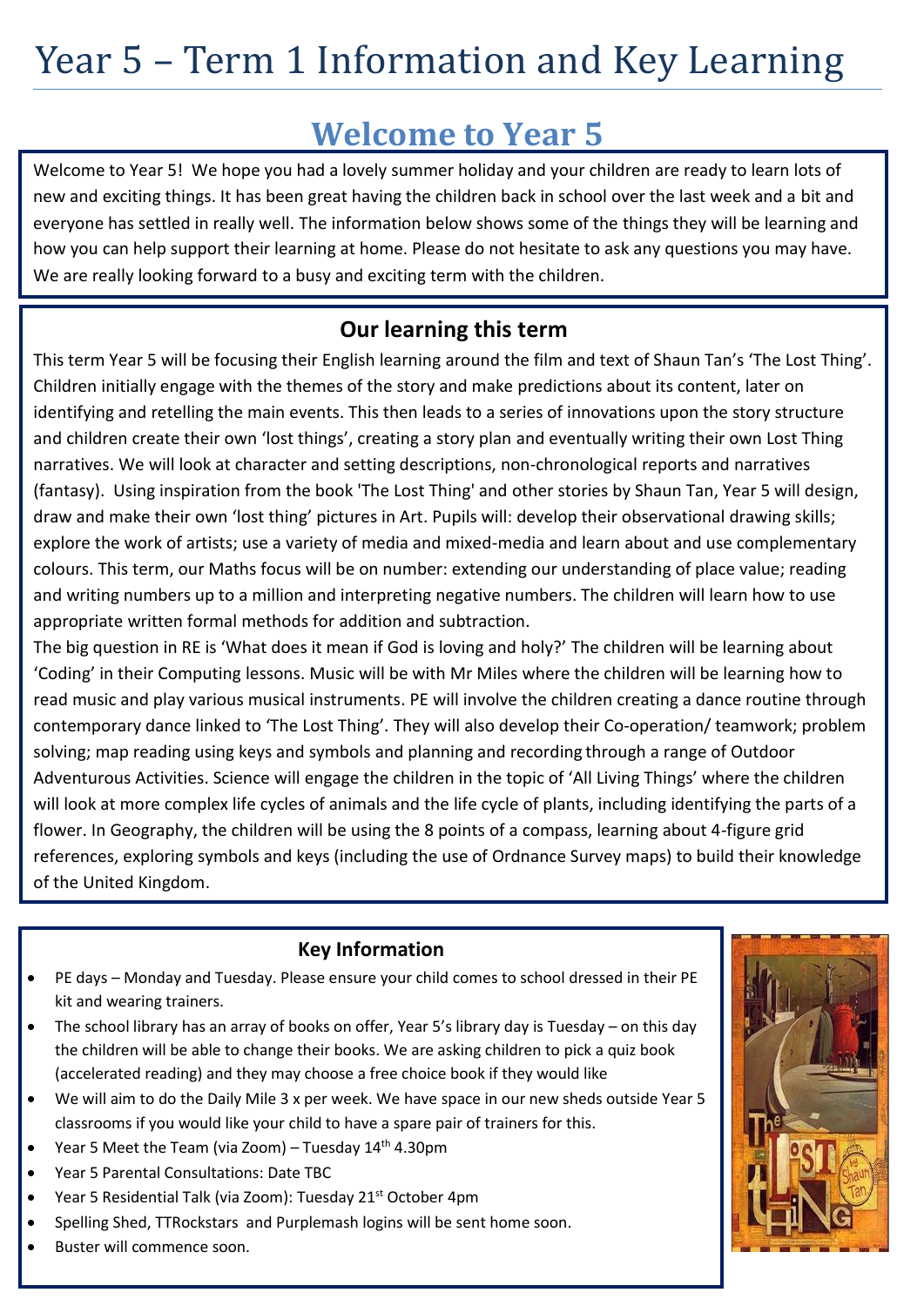# Year 5 – Term 1 Information and Key Learning

## Welcome to Year 5

Welcome to Year 5! We hope you had a lovely summer holiday and your children are ready to learn lots of new and exciting things. It has been great having the children back in school over the last week and a bit and everyone has settled in really well. The information below shows some of the things they will be learning and how you can help support their learning at home. Please do not hesitate to ask any questions you may have. We are really looking forward to a busy and exciting term with the children.

### Our learning this term

This term Year 5 will be focusing their English learning around the film and text of Shaun Tan's 'The Lost Thing'. Children initially engage with the themes of the story and make predictions about its content, later on identifying and retelling the main events. This then leads to a series of innovations upon the story structure and children create their own 'lost things', creating a story plan and eventually writing their own Lost Thing narratives. We will look at character and setting descriptions, non-chronological reports and narratives (fantasy). Using inspiration from the book 'The Lost Thing' and other stories by Shaun Tan, Year 5 will design, draw and make their own 'lost thing' pictures in Art. Pupils will: develop their observational drawing skills; explore the work of artists; use a variety of media and mixed-media and learn about and use complementary colours. This term, our Maths focus will be on number: extending our understanding of place value; reading and writing numbers up to a million and interpreting negative numbers. The children will learn how to use appropriate written formal methods for addition and subtraction.

The big question in RE is 'What does it mean if God is loving and holy?' The children will be learning about 'Coding' in their Computing lessons. Music will be with Mr Miles where the children will be learning how to read music and play various musical instruments. PE will involve the children creating a dance routine through contemporary dance linked to 'The Lost Thing'. They will also develop their Co-operation/ teamwork; problem solving; map reading using keys and symbols and planning and recording through a range of Outdoor Adventurous Activities. Science will engage the children in the topic of 'All Living Things' where the children will look at more complex life cycles of animals and the life cycle of plants, including identifying the parts of a flower. In Geography, the children will be using the 8 points of a compass, learning about 4-figure grid references, exploring symbols and keys (including the use of Ordnance Survey maps) to build their knowledge of the United Kingdom.

### Key Information

- PE days – Monday and Tuesday. Please ensure your child comes to school dressed in their PE kit and wearing trainers.
- The school library has an array of books on offer, Year 5's library day is Tuesday – on this day the children will be able to change their books. We are asking children to pick a quiz book (accelerated reading) and they may choose a free choice book if they would like
- We will aim to do the Daily Mile 3 x per week. We have space in our new sheds outside Year 5 classrooms if you would like your child to have a spare pair of trainers for this.
- Year 5 Meet the Team (via Zoom) – Tuesday 14th 4.30pm
- Year 5 Parental Consultations: Date TBC
- Year 5 Residential Talk (via Zoom): Tuesday 21st October 4pm
- Spelling Shed, TTRockstars and Purplemash logins will be sent home soon.
- Buster will commence soon.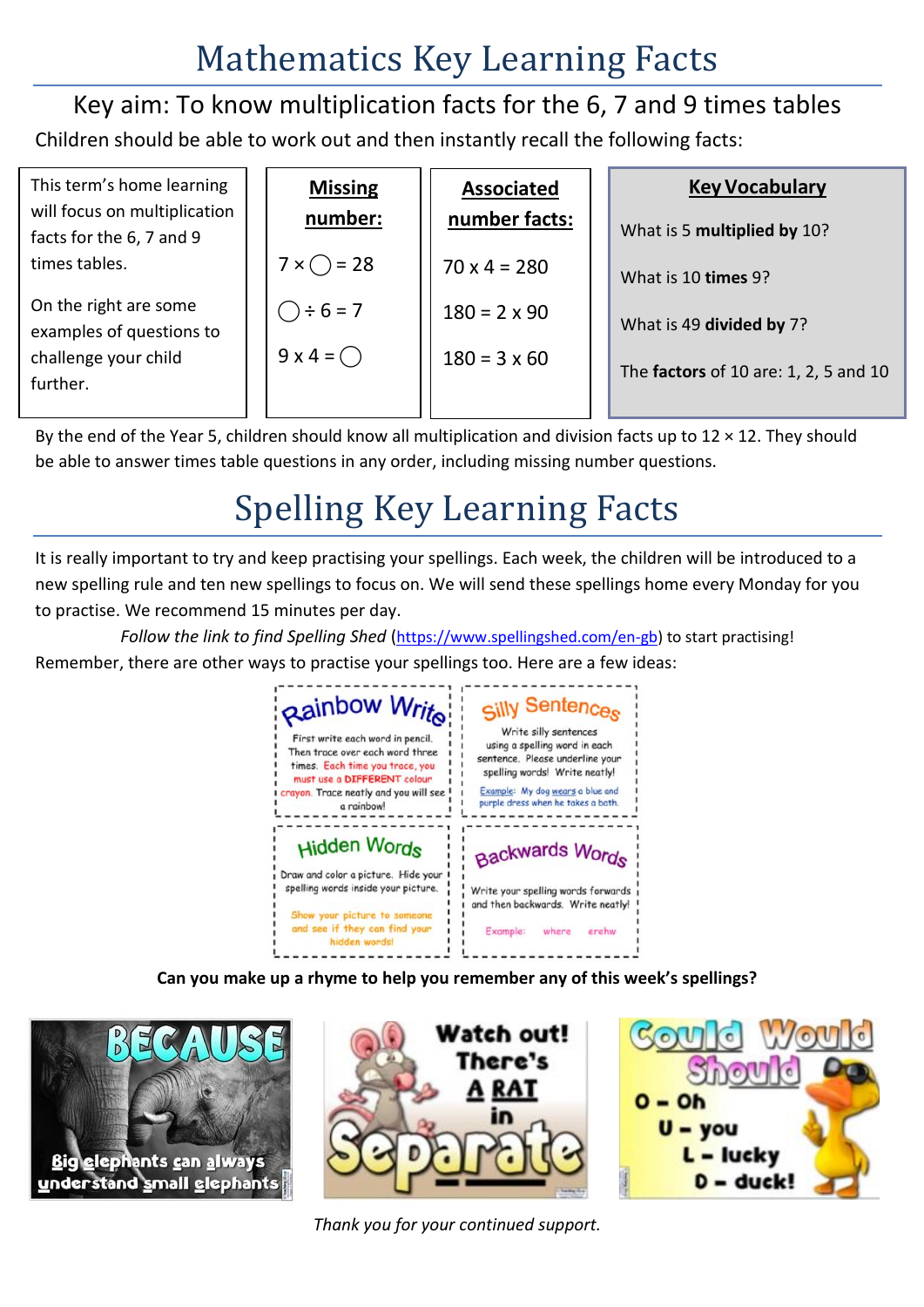# Mathematics Key Learning Facts

## Key aim: To know multiplication facts for the 6, 7 and 9 times tables

Children should be able to work out and then instantly recall the following facts:

| | Missing number: | Associated number facts: | Key Vocabulary |
|---|---|---|---|
| This term's home learning will focus on multiplication facts for the 6, 7 and 9 times tables. | 7 × ◯ = 28 | 70 x 4 = 280 | What is 5 **multiplied by** 10? |
| On the right are some examples of questions to challenge your child further. | ◯ ÷ 6 = 7 | 180 = 2 x 90 | What is 10 **times** 9? |
| | 9 x 4 = ◯ | 180 = 3 x 60 | What is 49 **divided by** 7? |
| | | | The **factors** of 10 are: 1, 2, 5 and 10 |

By the end of the Year 5, children should know all multiplication and division facts up to 12 × 12. They should be able to answer times table questions in any order, including missing number questions.

# Spelling Key Learning Facts

It is really important to try and keep practising your spellings. Each week, the children will be introduced to a new spelling rule and ten new spellings to focus on. We will send these spellings home every Monday for you to practise. We recommend 15 minutes per day.

*Follow the link to find Spelling Shed* (https://www.spellingshed.com/en-gb) to start practising!

Remember, there are other ways to practise your spellings too. Here are a few ideas:

**Rainbow Write**
First write each word in pencil. Then trace over each word three times. Each time you trace, you must use a DIFFERENT colour crayon. Trace neatly and you will see a rainbow!

**Silly Sentences**
Write silly sentences using a spelling word in each sentence. Please underline your spelling words! Write neatly!
Example: My dog wears a blue and purple dress when he takes a bath.

**Hidden Words**
Draw and color a picture. Hide your spelling words inside your picture.
Show your picture to someone and see if they can find your hidden words!

**Backwards Words**
Write your spelling words forwards and then backwards. Write neatly!
Example: where erehw

**Can you make up a rhyme to help you remember any of this week's spellings?**

BECAUSE
Big elephants can always understand small elephants

Watch out! There's A RAT in Separate

Could Would Should
O – Oh
U – you
L – lucky
D – duck!

*Thank you for your continued support.*